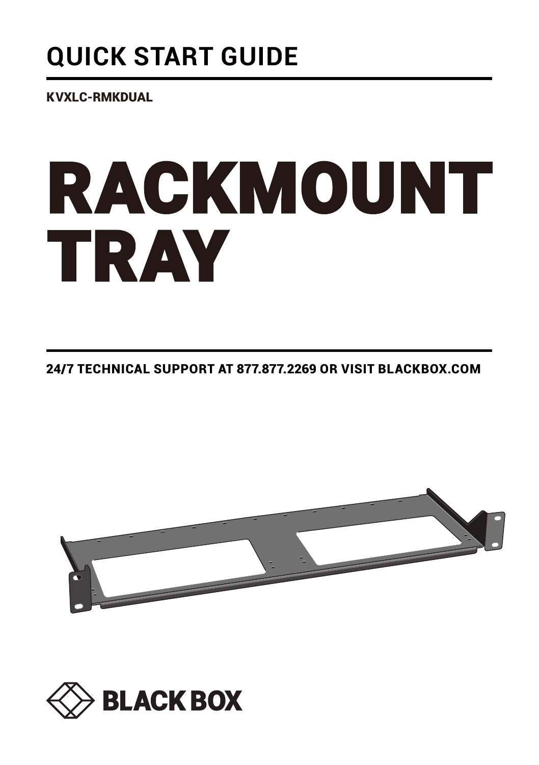# QUICK START GUIDE

KVXLC-RMKDUAL

# RACKMOUNT TRAY

24/7 TECHNICAL SUPPORT AT 877.877.2269 OR VISIT BLACKBOX.COM

BLACK BOX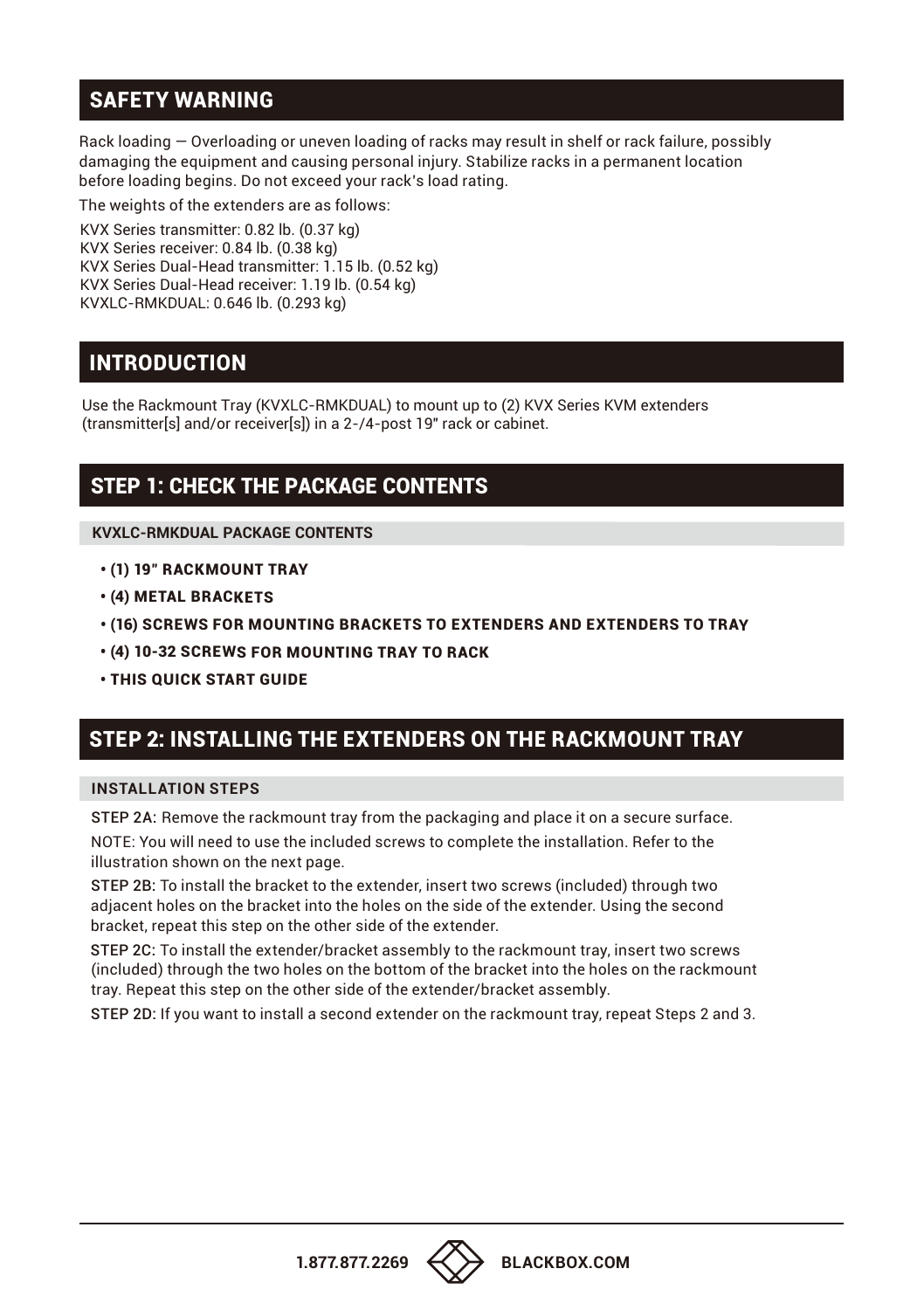## SAFETY WARNING

Rack loading — Overloading or uneven loading of racks may result in shelf or rack failure, possibly damaging the equipment and causing personal injury. Stabilize racks in a permanent location before loading begins. Do not exceed your rack's load rating.

The weights of the extenders are as follows:

KVX Series transmitter: 0.82 lb. (0.37 kg)
KVX Series receiver: 0.84 lb. (0.38 kg)
KVX Series Dual-Head transmitter: 1.15 lb. (0.52 kg)
KVX Series Dual-Head receiver: 1.19 lb. (0.54 kg)
KVXLC-RMKDUAL: 0.646 lb. (0.293 kg)

## INTRODUCTION

Use the Rackmount Tray (KVXLC-RMKDUAL) to mount up to (2) KVX Series KVM extenders (transmitter[s] and/or receiver[s]) in a 2-/4-post 19" rack or cabinet.

## STEP 1: CHECK THE PACKAGE CONTENTS

### KVXLC-RMKDUAL PACKAGE CONTENTS

- **(1) 19" RACKMOUNT TRAY**
- **(4) METAL BRACKETS**
- **(16) SCREWS FOR MOUNTING BRACKETS TO EXTENDERS AND EXTENDERS TO TRAY**
- **(4) 10-32 SCREWS FOR MOUNTING TRAY TO RACK**
- **THIS QUICK START GUIDE**

## STEP 2: INSTALLING THE EXTENDERS ON THE RACKMOUNT TRAY

### INSTALLATION STEPS

STEP 2A: Remove the rackmount tray from the packaging and place it on a secure surface.

NOTE: You will need to use the included screws to complete the installation. Refer to the illustration shown on the next page.

STEP 2B: To install the bracket to the extender, insert two screws (included) through two adjacent holes on the bracket into the holes on the side of the extender. Using the second bracket, repeat this step on the other side of the extender.

STEP 2C: To install the extender/bracket assembly to the rackmount tray, insert two screws (included) through the two holes on the bottom of the bracket into the holes on the rackmount tray. Repeat this step on the other side of the extender/bracket assembly.

STEP 2D: If you want to install a second extender on the rackmount tray, repeat Steps 2 and 3.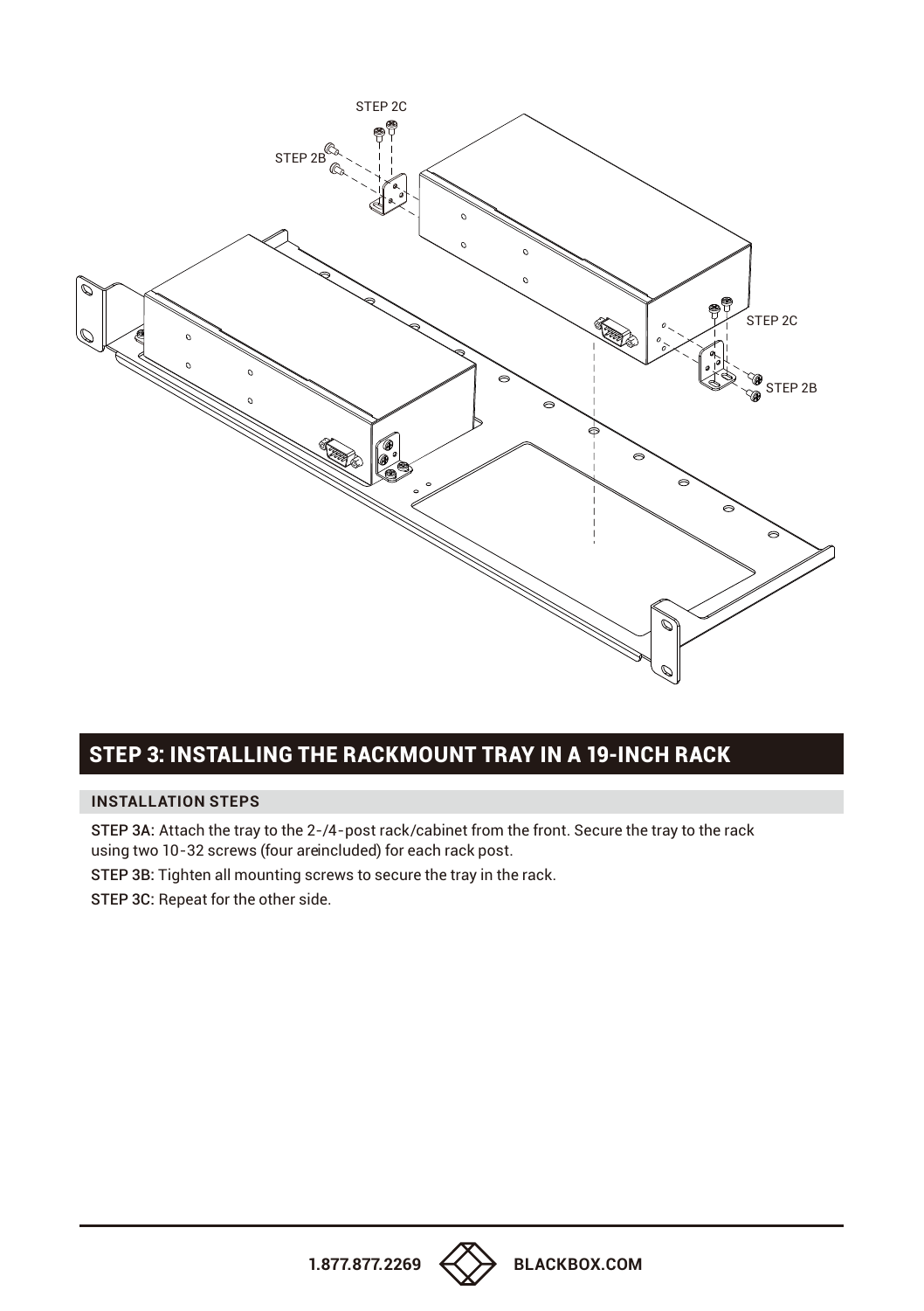STEP 2C

STEP 2B

STEP 2C

STEP 2B

## STEP 3: INSTALLING THE RACKMOUNT TRAY IN A 19-INCH RACK

### INSTALLATION STEPS

**STEP 3A:** Attach the tray to the 2-/4-post rack/cabinet from the front. Secure the tray to the rack using two 10-32 screws (four areincluded) for each rack post.

**STEP 3B:** Tighten all mounting screws to secure the tray in the rack.

**STEP 3C:** Repeat for the other side.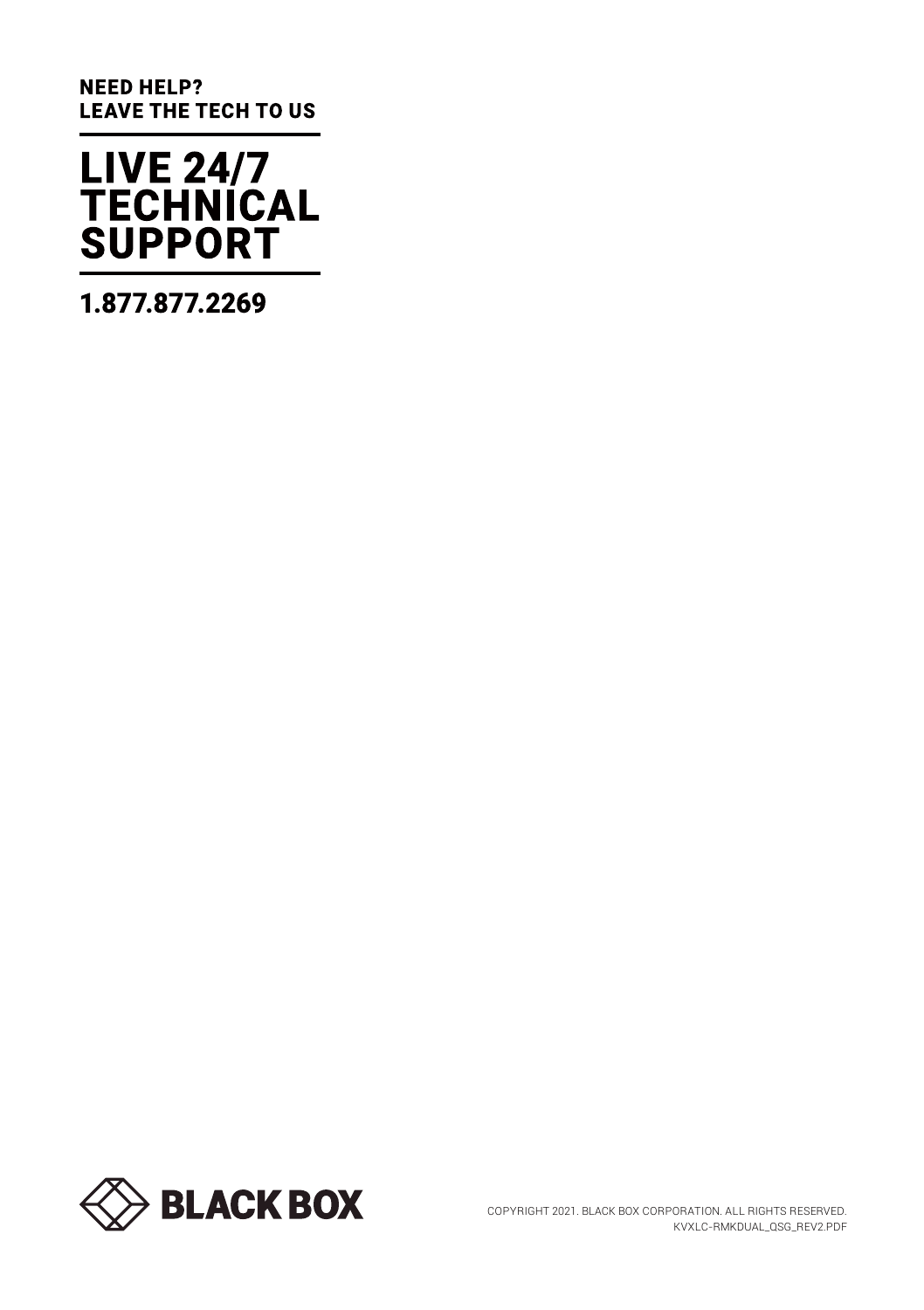NEED HELP?
LEAVE THE TECH TO US

# LIVE 24/7 TECHNICAL SUPPORT

1.877.877.2269

BLACK BOX

COPYRIGHT 2021. BLACK BOX CORPORATION. ALL RIGHTS RESERVED.
KVXLC-RMKDUAL_QSG_REV2.PDF